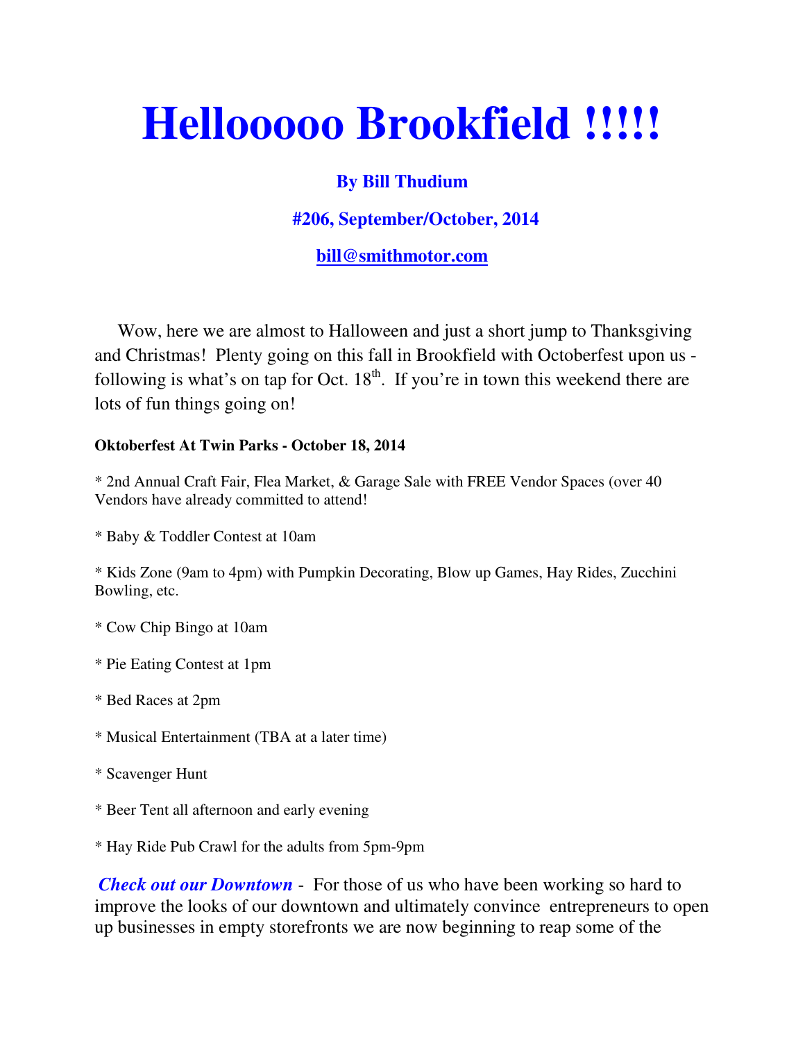# Hellooooo Brookfield !!!!!

**By Bill Thudium**

**#206, September/October, 2014**

**bill@smithmotor.com**

Wow, here we are almost to Halloween and just a short jump to Thanksgiving and Christmas! Plenty going on this fall in Brookfield with Octoberfest upon us - following is what's on tap for Oct. 18th. If you're in town this weekend there are lots of fun things going on!

**Oktoberfest At Twin Parks - October 18, 2014**

* 2nd Annual Craft Fair, Flea Market, & Garage Sale with FREE Vendor Spaces (over 40 Vendors have already committed to attend!

* Baby & Toddler Contest at 10am

* Kids Zone (9am to 4pm) with Pumpkin Decorating, Blow up Games, Hay Rides, Zucchini Bowling, etc.

* Cow Chip Bingo at 10am

* Pie Eating Contest at 1pm

* Bed Races at 2pm

* Musical Entertainment (TBA at a later time)

* Scavenger Hunt

* Beer Tent all afternoon and early evening

* Hay Ride Pub Crawl for the adults from 5pm-9pm

***Check out our Downtown*** - For those of us who have been working so hard to improve the looks of our downtown and ultimately convince entrepreneurs to open up businesses in empty storefronts we are now beginning to reap some of the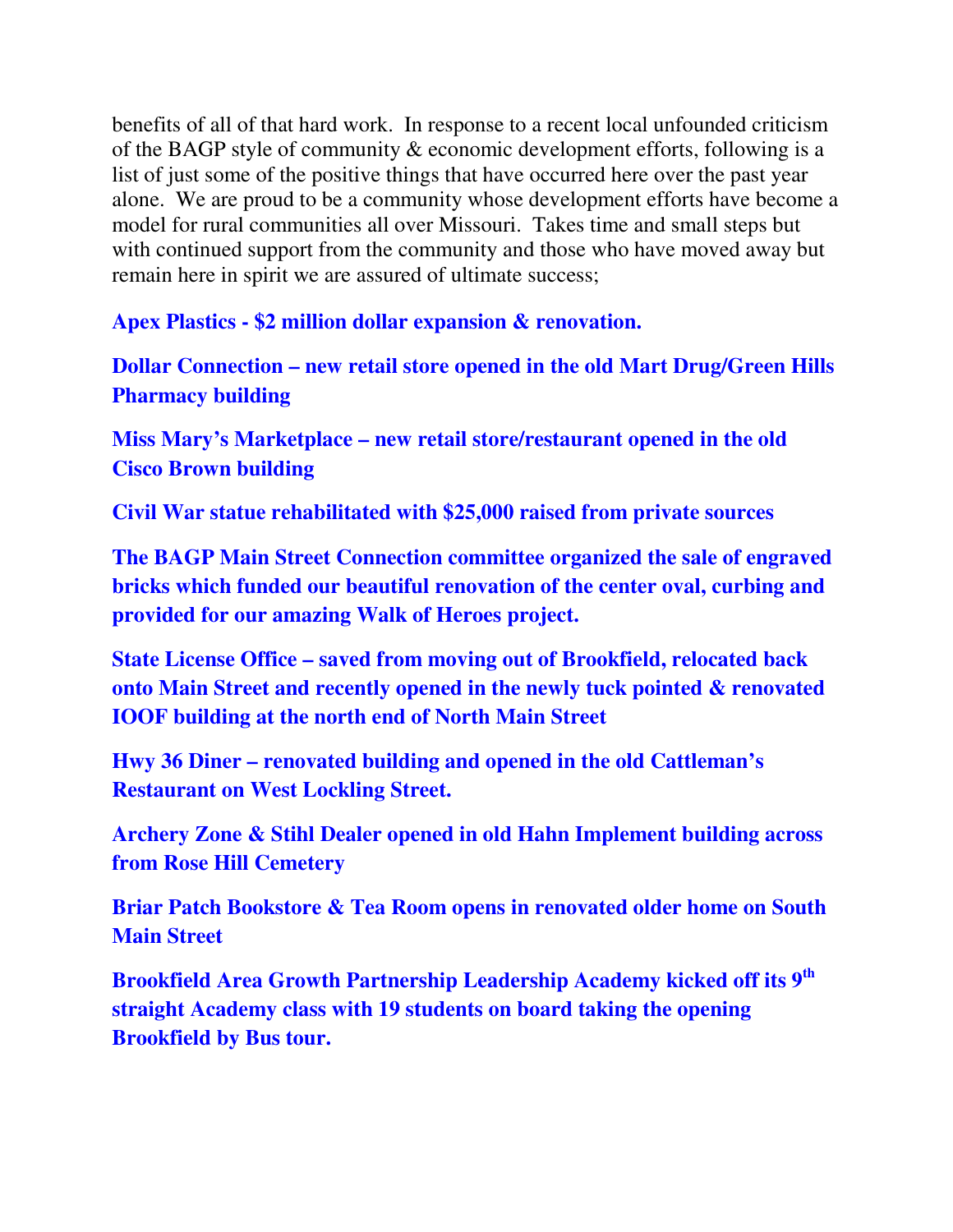benefits of all of that hard work. In response to a recent local unfounded criticism of the BAGP style of community & economic development efforts, following is a list of just some of the positive things that have occurred here over the past year alone. We are proud to be a community whose development efforts have become a model for rural communities all over Missouri. Takes time and small steps but with continued support from the community and those who have moved away but remain here in spirit we are assured of ultimate success;

**Apex Plastics - $2 million dollar expansion & renovation.**

**Dollar Connection – new retail store opened in the old Mart Drug/Green Hills Pharmacy building**

**Miss Mary's Marketplace – new retail store/restaurant opened in the old Cisco Brown building**

**Civil War statue rehabilitated with $25,000 raised from private sources**

**The BAGP Main Street Connection committee organized the sale of engraved bricks which funded our beautiful renovation of the center oval, curbing and provided for our amazing Walk of Heroes project.**

**State License Office – saved from moving out of Brookfield, relocated back onto Main Street and recently opened in the newly tuck pointed & renovated IOOF building at the north end of North Main Street**

**Hwy 36 Diner – renovated building and opened in the old Cattleman's Restaurant on West Lockling Street.**

**Archery Zone & Stihl Dealer opened in old Hahn Implement building across from Rose Hill Cemetery**

**Briar Patch Bookstore & Tea Room opens in renovated older home on South Main Street**

**Brookfield Area Growth Partnership Leadership Academy kicked off its 9th straight Academy class with 19 students on board taking the opening Brookfield by Bus tour.**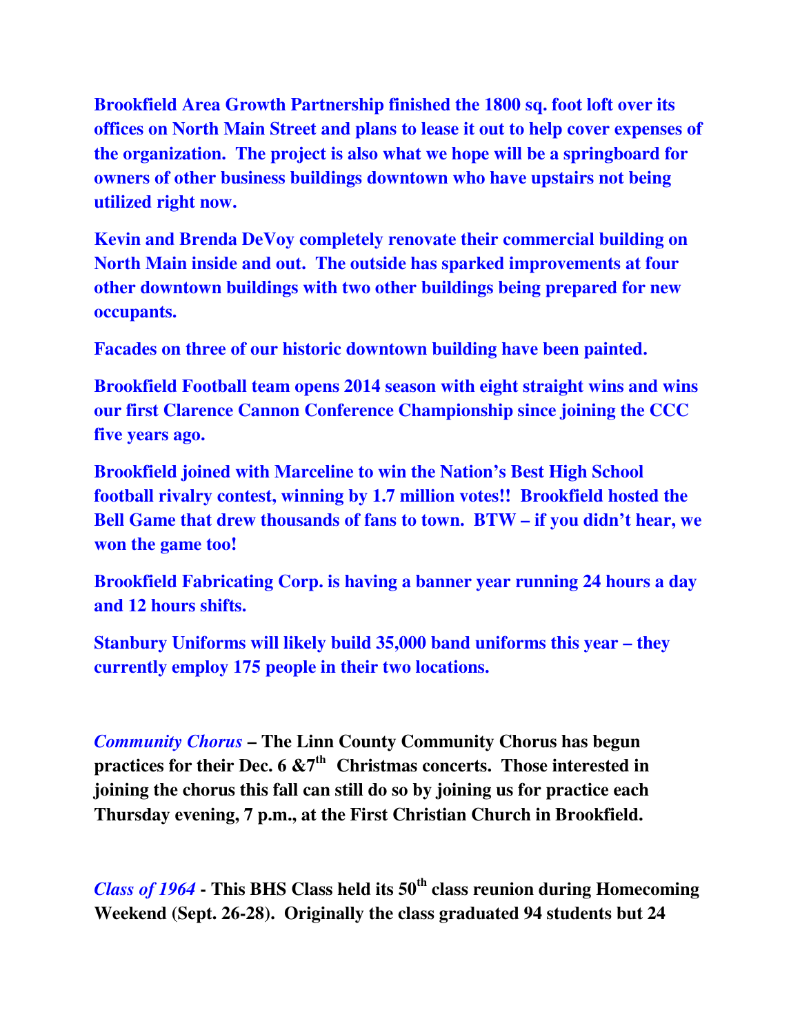**Brookfield Area Growth Partnership finished the 1800 sq. foot loft over its offices on North Main Street and plans to lease it out to help cover expenses of the organization. The project is also what we hope will be a springboard for owners of other business buildings downtown who have upstairs not being utilized right now.**

**Kevin and Brenda DeVoy completely renovate their commercial building on North Main inside and out. The outside has sparked improvements at four other downtown buildings with two other buildings being prepared for new occupants.**

**Facades on three of our historic downtown building have been painted.**

**Brookfield Football team opens 2014 season with eight straight wins and wins our first Clarence Cannon Conference Championship since joining the CCC five years ago.**

**Brookfield joined with Marceline to win the Nation's Best High School football rivalry contest, winning by 1.7 million votes!! Brookfield hosted the Bell Game that drew thousands of fans to town. BTW – if you didn't hear, we won the game too!**

**Brookfield Fabricating Corp. is having a banner year running 24 hours a day and 12 hours shifts.**

**Stanbury Uniforms will likely build 35,000 band uniforms this year – they currently employ 175 people in their two locations.**

***Community Chorus*** **– The Linn County Community Chorus has begun practices for their Dec. 6 &7th Christmas concerts. Those interested in joining the chorus this fall can still do so by joining us for practice each Thursday evening, 7 p.m., at the First Christian Church in Brookfield.**

***Class of 1964*** **- This BHS Class held its 50th class reunion during Homecoming Weekend (Sept. 26-28). Originally the class graduated 94 students but 24**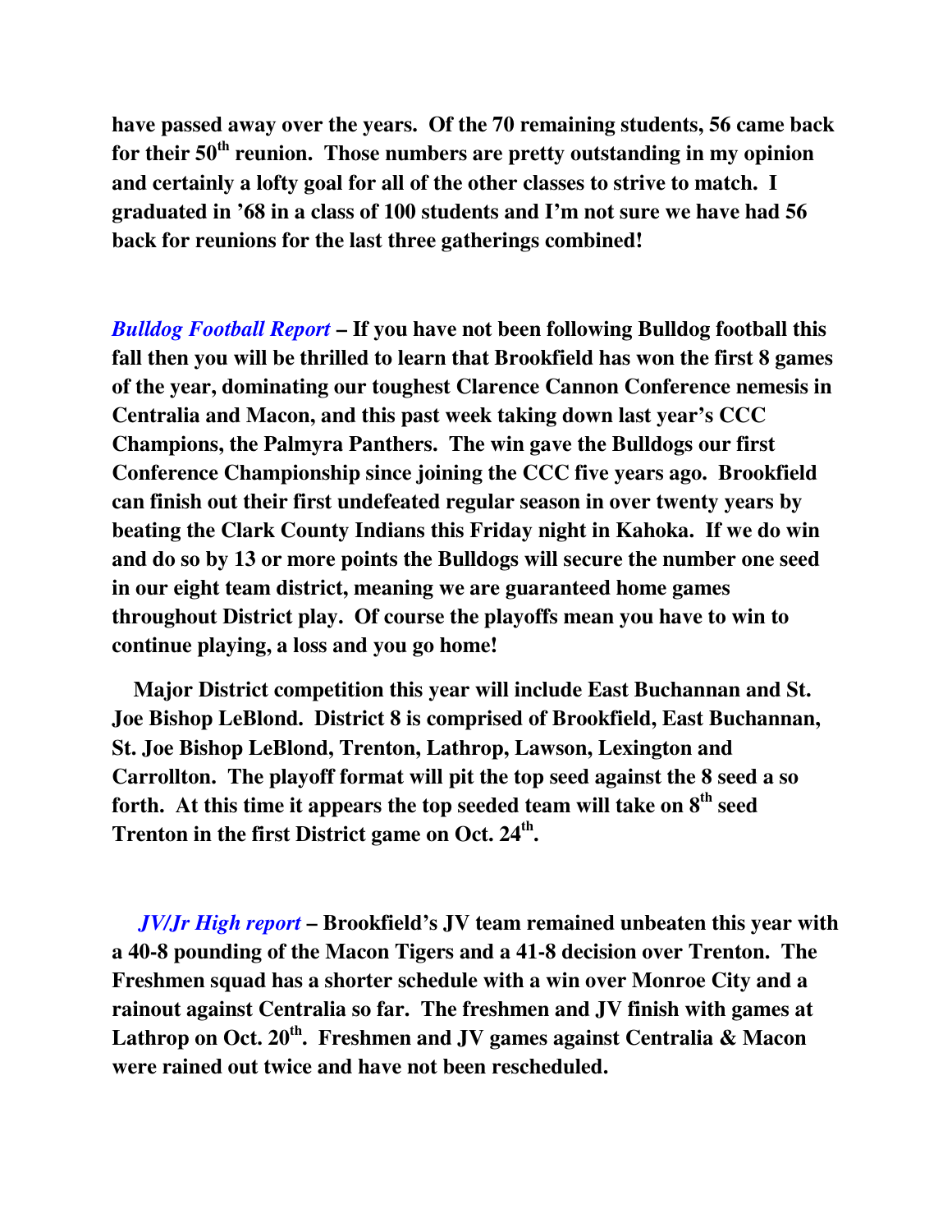**have passed away over the years. Of the 70 remaining students, 56 came back for their 50th reunion. Those numbers are pretty outstanding in my opinion and certainly a lofty goal for all of the other classes to strive to match. I graduated in '68 in a class of 100 students and I'm not sure we have had 56 back for reunions for the last three gatherings combined!**

***Bulldog Football Report*** **– If you have not been following Bulldog football this fall then you will be thrilled to learn that Brookfield has won the first 8 games of the year, dominating our toughest Clarence Cannon Conference nemesis in Centralia and Macon, and this past week taking down last year's CCC Champions, the Palmyra Panthers. The win gave the Bulldogs our first Conference Championship since joining the CCC five years ago. Brookfield can finish out their first undefeated regular season in over twenty years by beating the Clark County Indians this Friday night in Kahoka. If we do win and do so by 13 or more points the Bulldogs will secure the number one seed in our eight team district, meaning we are guaranteed home games throughout District play. Of course the playoffs mean you have to win to continue playing, a loss and you go home!**

**Major District competition this year will include East Buchannan and St. Joe Bishop LeBlond. District 8 is comprised of Brookfield, East Buchannan, St. Joe Bishop LeBlond, Trenton, Lathrop, Lawson, Lexington and Carrollton. The playoff format will pit the top seed against the 8 seed a so forth. At this time it appears the top seeded team will take on 8th seed Trenton in the first District game on Oct. 24th.**

***JV/Jr High report*** **– Brookfield's JV team remained unbeaten this year with a 40-8 pounding of the Macon Tigers and a 41-8 decision over Trenton. The Freshmen squad has a shorter schedule with a win over Monroe City and a rainout against Centralia so far. The freshmen and JV finish with games at Lathrop on Oct. 20th. Freshmen and JV games against Centralia & Macon were rained out twice and have not been rescheduled.**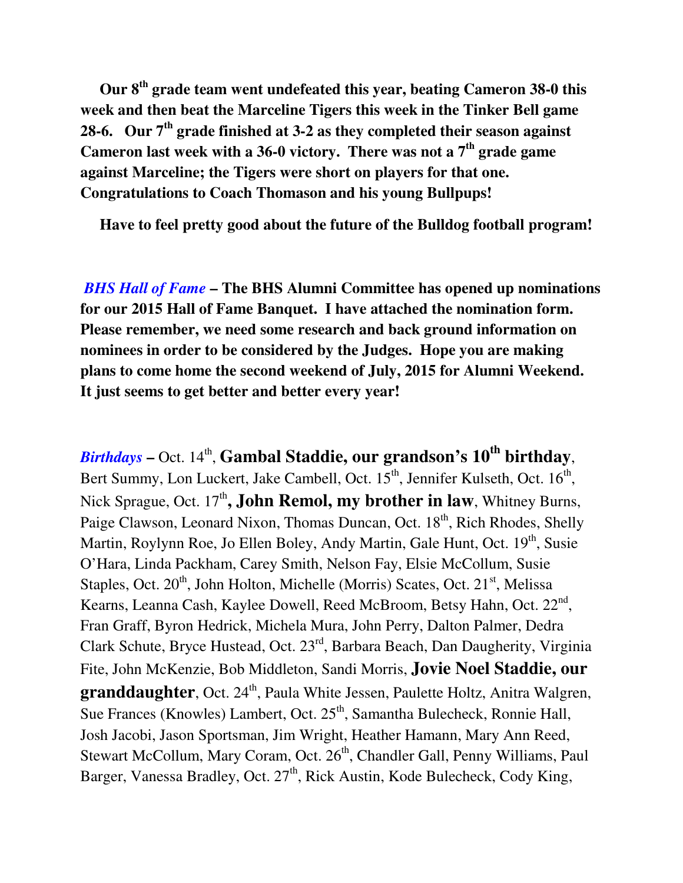**Our 8th grade team went undefeated this year, beating Cameron 38-0 this week and then beat the Marceline Tigers this week in the Tinker Bell game 28-6. Our 7th grade finished at 3-2 as they completed their season against Cameron last week with a 36-0 victory. There was not a 7th grade game against Marceline; the Tigers were short on players for that one. Congratulations to Coach Thomason and his young Bullpups!**

**Have to feel pretty good about the future of the Bulldog football program!**

***BHS Hall of Fame*** **– The BHS Alumni Committee has opened up nominations for our 2015 Hall of Fame Banquet. I have attached the nomination form. Please remember, we need some research and back ground information on nominees in order to be considered by the Judges. Hope you are making plans to come home the second weekend of July, 2015 for Alumni Weekend. It just seems to get better and better every year!**

***Birthdays*** **–** Oct. 14th, **Gambal Staddie, our grandson's 10th birthday**, Bert Summy, Lon Luckert, Jake Cambell, Oct. 15th, Jennifer Kulseth, Oct. 16th, Nick Sprague, Oct. 17th**, John Remol, my brother in law**, Whitney Burns, Paige Clawson, Leonard Nixon, Thomas Duncan, Oct. 18th, Rich Rhodes, Shelly Martin, Roylynn Roe, Jo Ellen Boley, Andy Martin, Gale Hunt, Oct. 19th, Susie O'Hara, Linda Packham, Carey Smith, Nelson Fay, Elsie McCollum, Susie Staples, Oct. 20th, John Holton, Michelle (Morris) Scates, Oct. 21st, Melissa Kearns, Leanna Cash, Kaylee Dowell, Reed McBroom, Betsy Hahn, Oct. 22nd, Fran Graff, Byron Hedrick, Michela Mura, John Perry, Dalton Palmer, Dedra Clark Schute, Bryce Hustead, Oct. 23rd, Barbara Beach, Dan Daugherity, Virginia Fite, John McKenzie, Bob Middleton, Sandi Morris, **Jovie Noel Staddie, our granddaughter**, Oct. 24th, Paula White Jessen, Paulette Holtz, Anitra Walgren, Sue Frances (Knowles) Lambert, Oct. 25th, Samantha Bulecheck, Ronnie Hall, Josh Jacobi, Jason Sportsman, Jim Wright, Heather Hamann, Mary Ann Reed, Stewart McCollum, Mary Coram, Oct. 26th, Chandler Gall, Penny Williams, Paul Barger, Vanessa Bradley, Oct. 27th, Rick Austin, Kode Bulecheck, Cody King,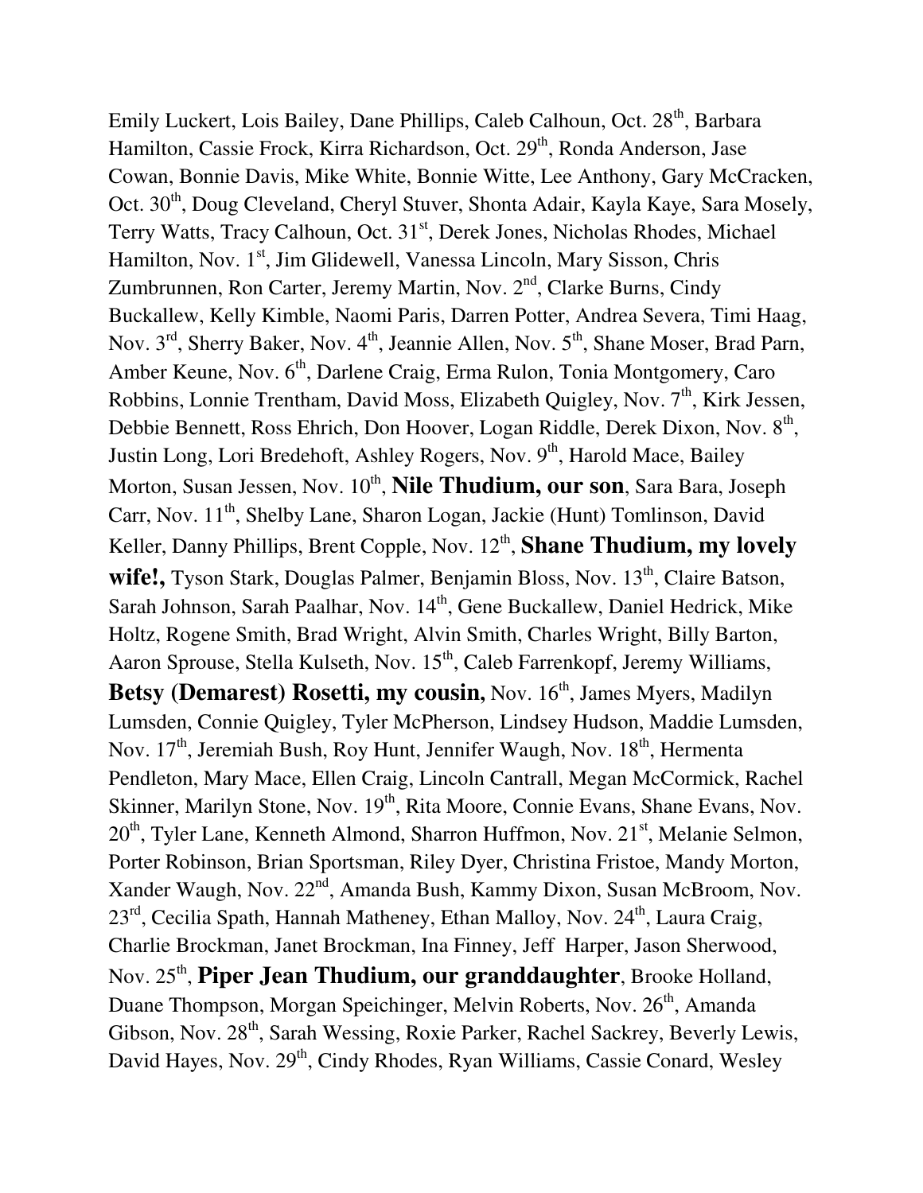Emily Luckert, Lois Bailey, Dane Phillips, Caleb Calhoun, Oct. 28th, Barbara Hamilton, Cassie Frock, Kirra Richardson, Oct. 29th, Ronda Anderson, Jase Cowan, Bonnie Davis, Mike White, Bonnie Witte, Lee Anthony, Gary McCracken, Oct. 30th, Doug Cleveland, Cheryl Stuver, Shonta Adair, Kayla Kaye, Sara Mosely, Terry Watts, Tracy Calhoun, Oct. 31st, Derek Jones, Nicholas Rhodes, Michael Hamilton, Nov. 1st, Jim Glidewell, Vanessa Lincoln, Mary Sisson, Chris Zumbrunnen, Ron Carter, Jeremy Martin, Nov. 2nd, Clarke Burns, Cindy Buckallew, Kelly Kimble, Naomi Paris, Darren Potter, Andrea Severa, Timi Haag, Nov. 3rd, Sherry Baker, Nov. 4th, Jeannie Allen, Nov. 5th, Shane Moser, Brad Parn, Amber Keune, Nov. 6th, Darlene Craig, Erma Rulon, Tonia Montgomery, Caro Robbins, Lonnie Trentham, David Moss, Elizabeth Quigley, Nov. 7th, Kirk Jessen, Debbie Bennett, Ross Ehrich, Don Hoover, Logan Riddle, Derek Dixon, Nov. 8th, Justin Long, Lori Bredehoft, Ashley Rogers, Nov. 9th, Harold Mace, Bailey Morton, Susan Jessen, Nov. 10th, **Nile Thudium, our son**, Sara Bara, Joseph Carr, Nov. 11th, Shelby Lane, Sharon Logan, Jackie (Hunt) Tomlinson, David Keller, Danny Phillips, Brent Copple, Nov. 12th, **Shane Thudium, my lovely wife!,** Tyson Stark, Douglas Palmer, Benjamin Bloss, Nov. 13th, Claire Batson, Sarah Johnson, Sarah Paalhar, Nov. 14th, Gene Buckallew, Daniel Hedrick, Mike Holtz, Rogene Smith, Brad Wright, Alvin Smith, Charles Wright, Billy Barton, Aaron Sprouse, Stella Kulseth, Nov. 15th, Caleb Farrenkopf, Jeremy Williams, **Betsy (Demarest) Rosetti, my cousin,** Nov. 16th, James Myers, Madilyn Lumsden, Connie Quigley, Tyler McPherson, Lindsey Hudson, Maddie Lumsden, Nov. 17th, Jeremiah Bush, Roy Hunt, Jennifer Waugh, Nov. 18th, Hermenta Pendleton, Mary Mace, Ellen Craig, Lincoln Cantrall, Megan McCormick, Rachel Skinner, Marilyn Stone, Nov. 19th, Rita Moore, Connie Evans, Shane Evans, Nov. 20th, Tyler Lane, Kenneth Almond, Sharron Huffmon, Nov. 21st, Melanie Selmon, Porter Robinson, Brian Sportsman, Riley Dyer, Christina Fristoe, Mandy Morton, Xander Waugh, Nov. 22nd, Amanda Bush, Kammy Dixon, Susan McBroom, Nov. 23rd, Cecilia Spath, Hannah Matheney, Ethan Malloy, Nov. 24th, Laura Craig, Charlie Brockman, Janet Brockman, Ina Finney, Jeff Harper, Jason Sherwood, Nov. 25th, **Piper Jean Thudium, our granddaughter**, Brooke Holland, Duane Thompson, Morgan Speichinger, Melvin Roberts, Nov. 26th, Amanda Gibson, Nov. 28th, Sarah Wessing, Roxie Parker, Rachel Sackrey, Beverly Lewis, David Hayes, Nov. 29th, Cindy Rhodes, Ryan Williams, Cassie Conard, Wesley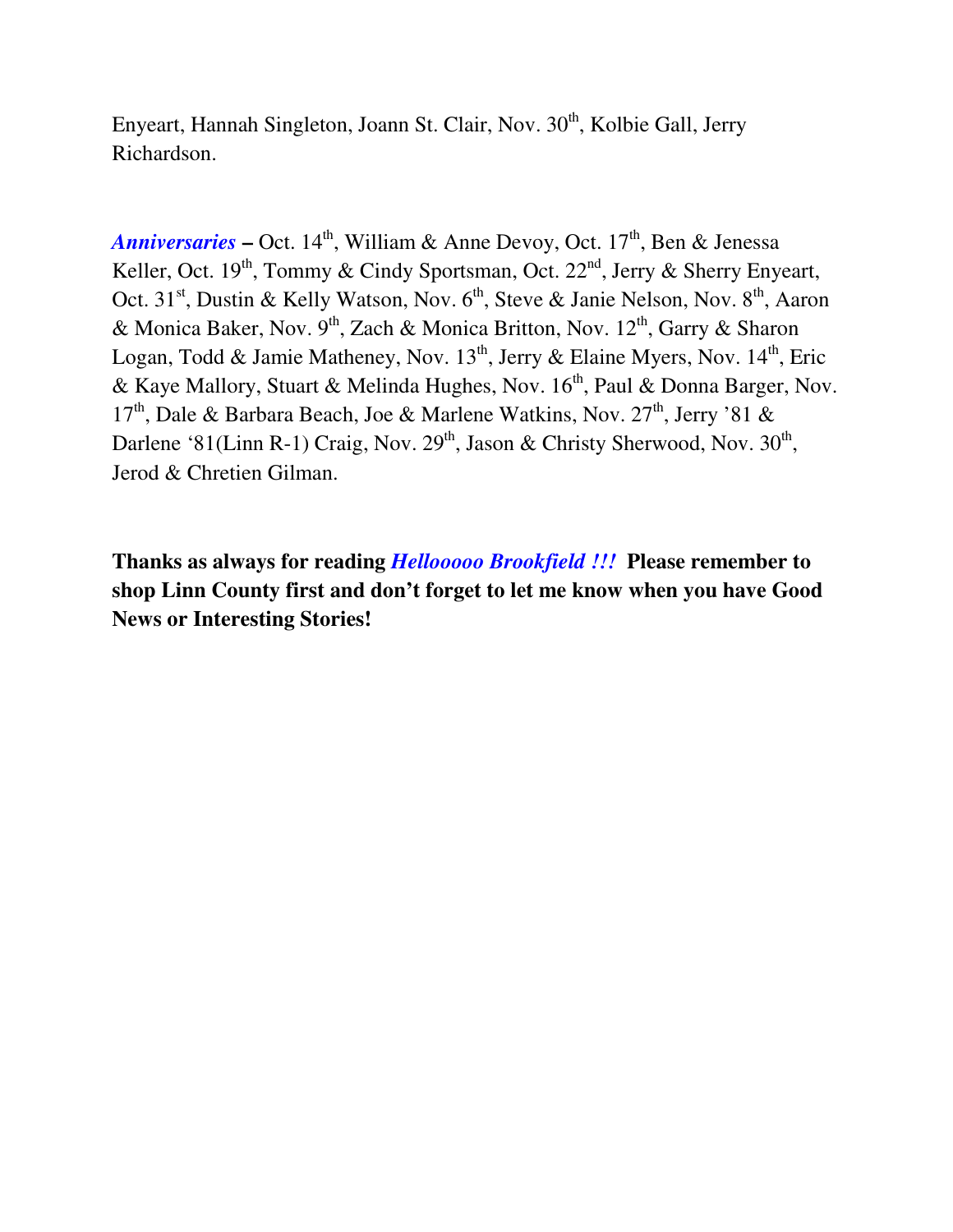Enyeart, Hannah Singleton, Joann St. Clair, Nov. 30th, Kolbie Gall, Jerry Richardson.

***Anniversaries*** **–** Oct. 14th, William & Anne Devoy, Oct. 17th, Ben & Jenessa Keller, Oct. 19th, Tommy & Cindy Sportsman, Oct. 22nd, Jerry & Sherry Enyeart, Oct. 31st, Dustin & Kelly Watson, Nov. 6th, Steve & Janie Nelson, Nov. 8th, Aaron & Monica Baker, Nov. 9th, Zach & Monica Britton, Nov. 12th, Garry & Sharon Logan, Todd & Jamie Matheney, Nov. 13th, Jerry & Elaine Myers, Nov. 14th, Eric & Kaye Mallory, Stuart & Melinda Hughes, Nov. 16th, Paul & Donna Barger, Nov. 17th, Dale & Barbara Beach, Joe & Marlene Watkins, Nov. 27th, Jerry '81 & Darlene '81(Linn R-1) Craig, Nov. 29th, Jason & Christy Sherwood, Nov. 30th, Jerod & Chretien Gilman.

**Thanks as always for reading *Hellooooo Brookfield !!!* Please remember to shop Linn County first and don't forget to let me know when you have Good News or Interesting Stories!**